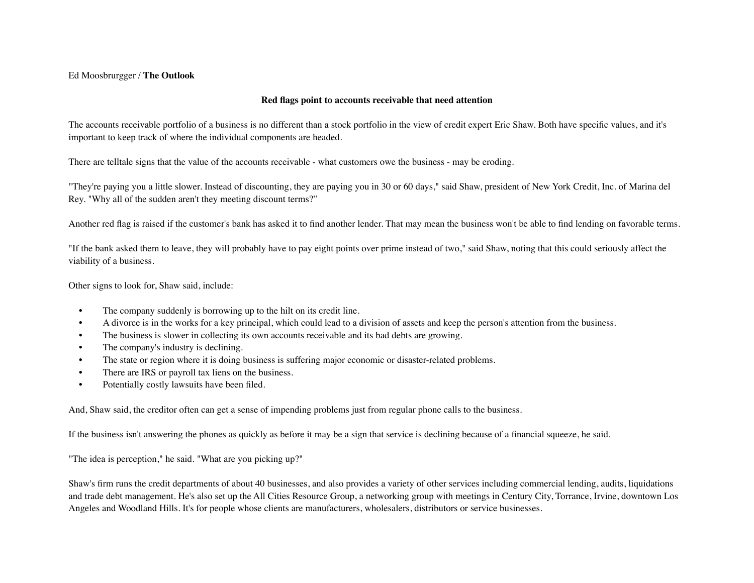Ed Moosbrurgger / **The Outlook**

# Red flags point to accounts receivable that need attention

The accounts receivable portfolio of a business is no different than a stock portfolio in the view of credit expert Eric Shaw. Both have specific values, and it's important to keep track of where the individual components are headed.

There are telltale signs that the value of the accounts receivable - what customers owe the business - may be eroding.

"They're paying you a little slower. Instead of discounting, they are paying you in 30 or 60 days," said Shaw, president of New York Credit, Inc. of Marina del Rey. "Why all of the sudden aren't they meeting discount terms?"

Another red flag is raised if the customer's bank has asked it to find another lender. That may mean the business won't be able to find lending on favorable terms.

"If the bank asked them to leave, they will probably have to pay eight points over prime instead of two," said Shaw, noting that this could seriously affect the viability of a business.

Other signs to look for, Shaw said, include:

- The company suddenly is borrowing up to the hilt on its credit line.
- A divorce is in the works for a key principal, which could lead to a division of assets and keep the person's attention from the business.
- The business is slower in collecting its own accounts receivable and its bad debts are growing.
- The company's industry is declining.
- The state or region where it is doing business is suffering major economic or disaster-related problems.
- There are IRS or payroll tax liens on the business.
- Potentially costly lawsuits have been filed.

And, Shaw said, the creditor often can get a sense of impending problems just from regular phone calls to the business.

If the business isn't answering the phones as quickly as before it may be a sign that service is declining because of a financial squeeze, he said.

"The idea is perception," he said. "What are you picking up?"

Shaw's firm runs the credit departments of about 40 businesses, and also provides a variety of other services including commercial lending, audits, liquidations and trade debt management. He's also set up the All Cities Resource Group, a networking group with meetings in Century City, Torrance, Irvine, downtown Los Angeles and Woodland Hills. It's for people whose clients are manufacturers, wholesalers, distributors or service businesses.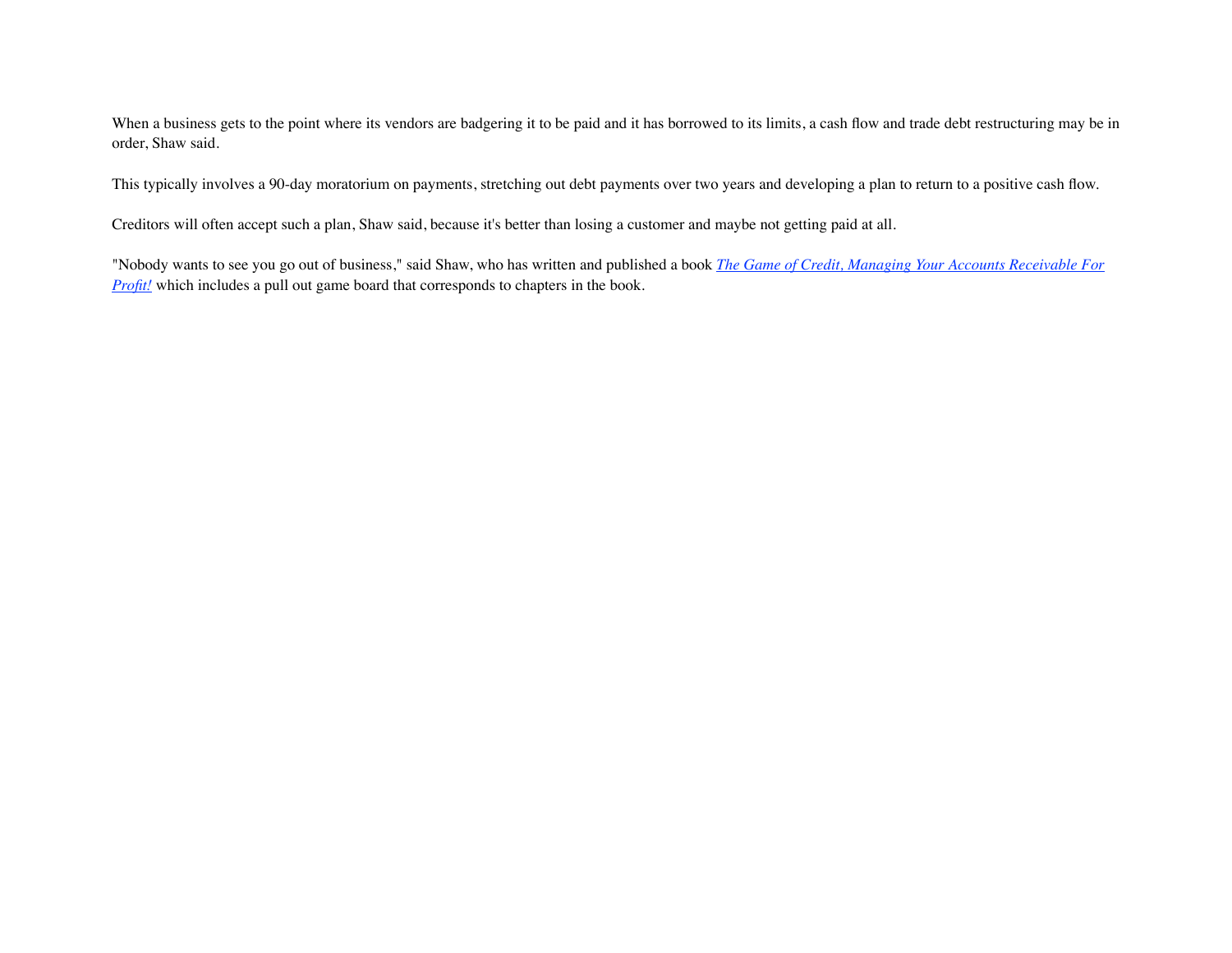When a business gets to the point where its vendors are badgering it to be paid and it has borrowed to its limits, a cash flow and trade debt restructuring may be in order, Shaw said.

This typically involves a 90-day moratorium on payments, stretching out debt payments over two years and developing a plan to return to a positive cash flow.

Creditors will often accept such a plan, Shaw said, because it's better than losing a customer and maybe not getting paid at all.

"Nobody wants to see you go out of business," said Shaw, who has written and published a book *The Game of Credit, Managing Your Accounts Receivable For Profit!* which includes a pull out game board that corresponds to chapters in the book.